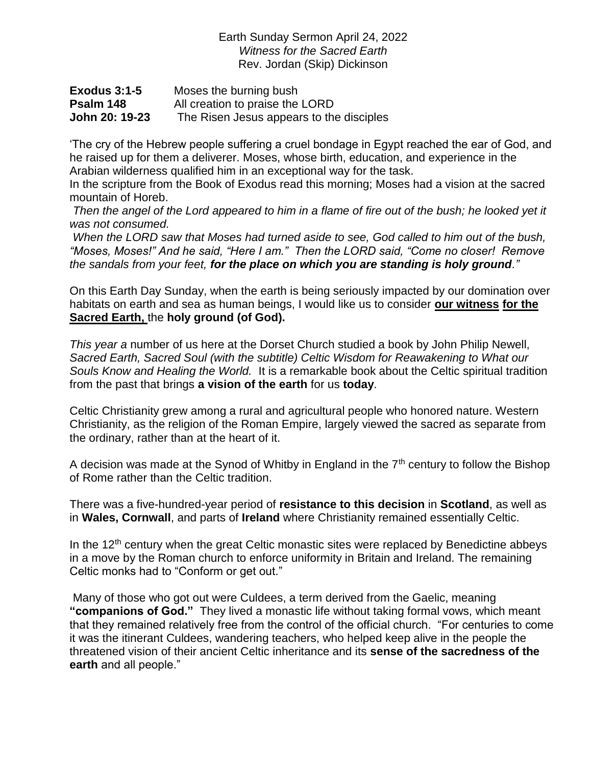Earth Sunday Sermon April 24, 2022
*Witness for the Sacred Earth*
Rev. Jordan (Skip) Dickinson

| | |
|---|---|
| **Exodus 3:1-5** | Moses the burning bush |
| **Psalm 148** | All creation to praise the LORD |
| **John 20: 19-23** | The Risen Jesus appears to the disciples |

'The cry of the Hebrew people suffering a cruel bondage in Egypt reached the ear of God, and he raised up for them a deliverer. Moses, whose birth, education, and experience in the Arabian wilderness qualified him in an exceptional way for the task.
In the scripture from the Book of Exodus read this morning; Moses had a vision at the sacred mountain of Horeb.

*Then the angel of the Lord appeared to him in a flame of fire out of the bush; he looked yet it was not consumed.*

*When the LORD saw that Moses had turned aside to see, God called to him out of the bush, "Moses, Moses!" And he said, "Here I am." Then the LORD said, "Come no closer! Remove the sandals from your feet, **for the place on which you are standing is holy ground**."*

On this Earth Day Sunday, when the earth is being seriously impacted by our domination over habitats on earth and sea as human beings, I would like us to consider **our witness for the Sacred Earth,** the **holy ground (of God).**

*This year a* number of us here at the Dorset Church studied a book by John Philip Newell, *Sacred Earth, Sacred Soul (with the subtitle) Celtic Wisdom for Reawakening to What our Souls Know and Healing the World.* It is a remarkable book about the Celtic spiritual tradition from the past that brings **a vision of the earth** for us **today**.

Celtic Christianity grew among a rural and agricultural people who honored nature. Western Christianity, as the religion of the Roman Empire, largely viewed the sacred as separate from the ordinary, rather than at the heart of it.

A decision was made at the Synod of Whitby in England in the 7th century to follow the Bishop of Rome rather than the Celtic tradition.

There was a five-hundred-year period of **resistance to this decision** in **Scotland**, as well as in **Wales, Cornwall**, and parts of **Ireland** where Christianity remained essentially Celtic.

In the 12th century when the great Celtic monastic sites were replaced by Benedictine abbeys in a move by the Roman church to enforce uniformity in Britain and Ireland. The remaining Celtic monks had to "Conform or get out."

Many of those who got out were Culdees, a term derived from the Gaelic, meaning **"companions of God."** They lived a monastic life without taking formal vows, which meant that they remained relatively free from the control of the official church. "For centuries to come it was the itinerant Culdees, wandering teachers, who helped keep alive in the people the threatened vision of their ancient Celtic inheritance and its **sense of the sacredness of the earth** and all people."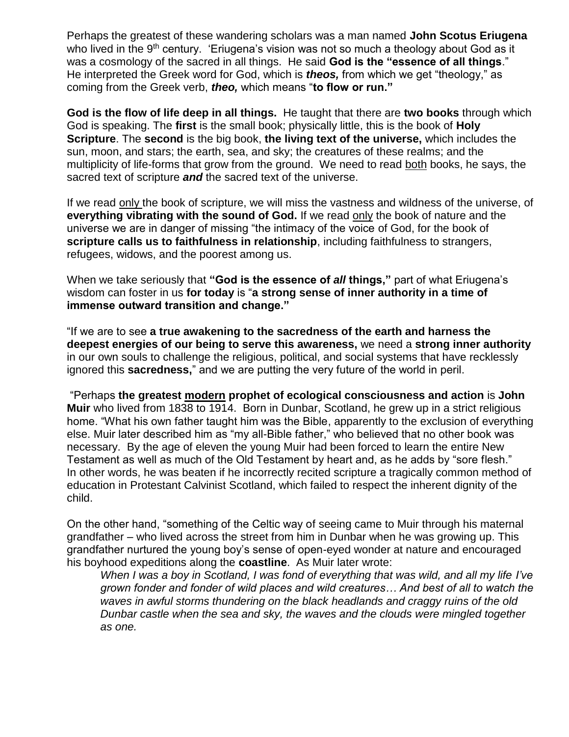Perhaps the greatest of these wandering scholars was a man named **John Scotus Eriugena** who lived in the 9th century. 'Eriugena's vision was not so much a theology about God as it was a cosmology of the sacred in all things. He said **God is the "essence of all things**." He interpreted the Greek word for God, which is ***theos,*** from which we get "theology," as coming from the Greek verb, ***theo,*** which means "**to flow or run."**

**God is the flow of life deep in all things.** He taught that there are **two books** through which God is speaking. The **first** is the small book; physically little, this is the book of **Holy Scripture**. The **second** is the big book, **the living text of the universe,** which includes the sun, moon, and stars; the earth, sea, and sky; the creatures of these realms; and the multiplicity of life-forms that grow from the ground. We need to read <u>both</u> books, he says, the sacred text of scripture ***and*** the sacred text of the universe.

If we read <u>only</u> the book of scripture, we will miss the vastness and wildness of the universe, of **everything vibrating with the sound of God.** If we read <u>only</u> the book of nature and the universe we are in danger of missing "the intimacy of the voice of God, for the book of **scripture calls us to faithfulness in relationship**, including faithfulness to strangers, refugees, widows, and the poorest among us.

When we take seriously that **"God is the essence of *all* things,"** part of what Eriugena's wisdom can foster in us **for today** is "**a strong sense of inner authority in a time of immense outward transition and change."**

"If we are to see **a true awakening to the sacredness of the earth and harness the deepest energies of our being to serve this awareness,** we need a **strong inner authority** in our own souls to challenge the religious, political, and social systems that have recklessly ignored this **sacredness,**" and we are putting the very future of the world in peril.

"Perhaps **the greatest <u>modern</u> prophet of ecological consciousness and action** is **John Muir** who lived from 1838 to 1914. Born in Dunbar, Scotland, he grew up in a strict religious home. "What his own father taught him was the Bible, apparently to the exclusion of everything else. Muir later described him as "my all-Bible father," who believed that no other book was necessary. By the age of eleven the young Muir had been forced to learn the entire New Testament as well as much of the Old Testament by heart and, as he adds by "sore flesh." In other words, he was beaten if he incorrectly recited scripture a tragically common method of education in Protestant Calvinist Scotland, which failed to respect the inherent dignity of the child.

On the other hand, "something of the Celtic way of seeing came to Muir through his maternal grandfather – who lived across the street from him in Dunbar when he was growing up. This grandfather nurtured the young boy's sense of open-eyed wonder at nature and encouraged his boyhood expeditions along the **coastline**. As Muir later wrote:

> *When I was a boy in Scotland, I was fond of everything that was wild, and all my life I've grown fonder and fonder of wild places and wild creatures… And best of all to watch the waves in awful storms thundering on the black headlands and craggy ruins of the old Dunbar castle when the sea and sky, the waves and the clouds were mingled together as one.*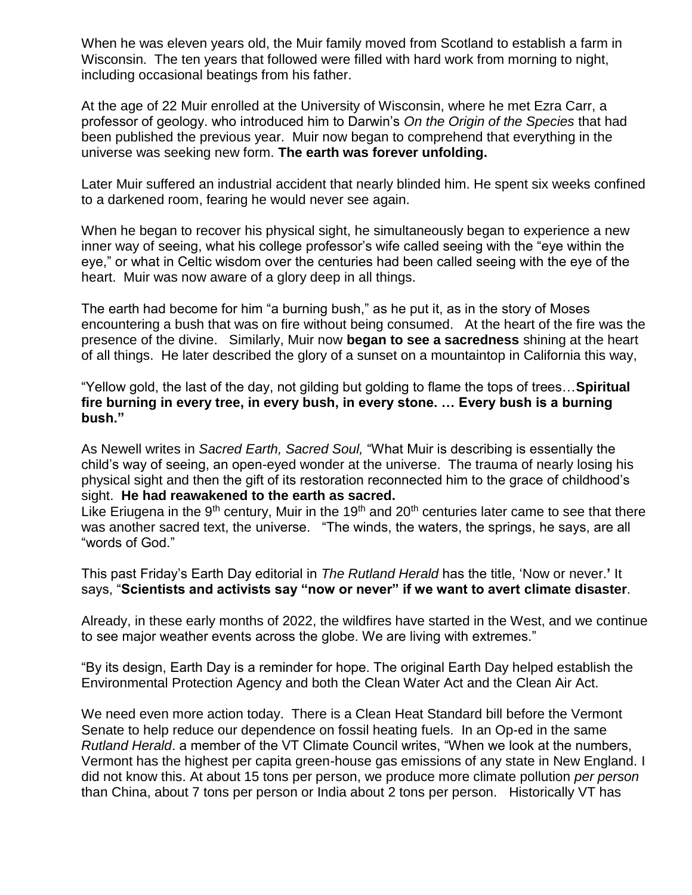When he was eleven years old, the Muir family moved from Scotland to establish a farm in Wisconsin. The ten years that followed were filled with hard work from morning to night, including occasional beatings from his father.

At the age of 22 Muir enrolled at the University of Wisconsin, where he met Ezra Carr, a professor of geology. who introduced him to Darwin's *On the Origin of the Species* that had been published the previous year. Muir now began to comprehend that everything in the universe was seeking new form. **The earth was forever unfolding.**

Later Muir suffered an industrial accident that nearly blinded him. He spent six weeks confined to a darkened room, fearing he would never see again.

When he began to recover his physical sight, he simultaneously began to experience a new inner way of seeing, what his college professor's wife called seeing with the "eye within the eye," or what in Celtic wisdom over the centuries had been called seeing with the eye of the heart. Muir was now aware of a glory deep in all things.

The earth had become for him "a burning bush," as he put it, as in the story of Moses encountering a bush that was on fire without being consumed. At the heart of the fire was the presence of the divine. Similarly, Muir now **began to see a sacredness** shining at the heart of all things. He later described the glory of a sunset on a mountaintop in California this way,

"Yellow gold, the last of the day, not gilding but golding to flame the tops of trees…**Spiritual fire burning in every tree, in every bush, in every stone. … Every bush is a burning bush."**

As Newell writes in *Sacred Earth, Sacred Soul,* "What Muir is describing is essentially the child's way of seeing, an open-eyed wonder at the universe. The trauma of nearly losing his physical sight and then the gift of its restoration reconnected him to the grace of childhood's sight. **He had reawakened to the earth as sacred.**

Like Eriugena in the 9th century, Muir in the 19th and 20th centuries later came to see that there was another sacred text, the universe. "The winds, the waters, the springs, he says, are all "words of God."

This past Friday's Earth Day editorial in *The Rutland Herald* has the title, 'Now or never.**'** It says, "**Scientists and activists say "now or never" if we want to avert climate disaster**.

Already, in these early months of 2022, the wildfires have started in the West, and we continue to see major weather events across the globe. We are living with extremes."

"By its design, Earth Day is a reminder for hope. The original Earth Day helped establish the Environmental Protection Agency and both the Clean Water Act and the Clean Air Act.

We need even more action today. There is a Clean Heat Standard bill before the Vermont Senate to help reduce our dependence on fossil heating fuels. In an Op-ed in the same *Rutland Herald*. a member of the VT Climate Council writes, "When we look at the numbers, Vermont has the highest per capita green-house gas emissions of any state in New England. I did not know this. At about 15 tons per person, we produce more climate pollution *per person* than China, about 7 tons per person or India about 2 tons per person. Historically VT has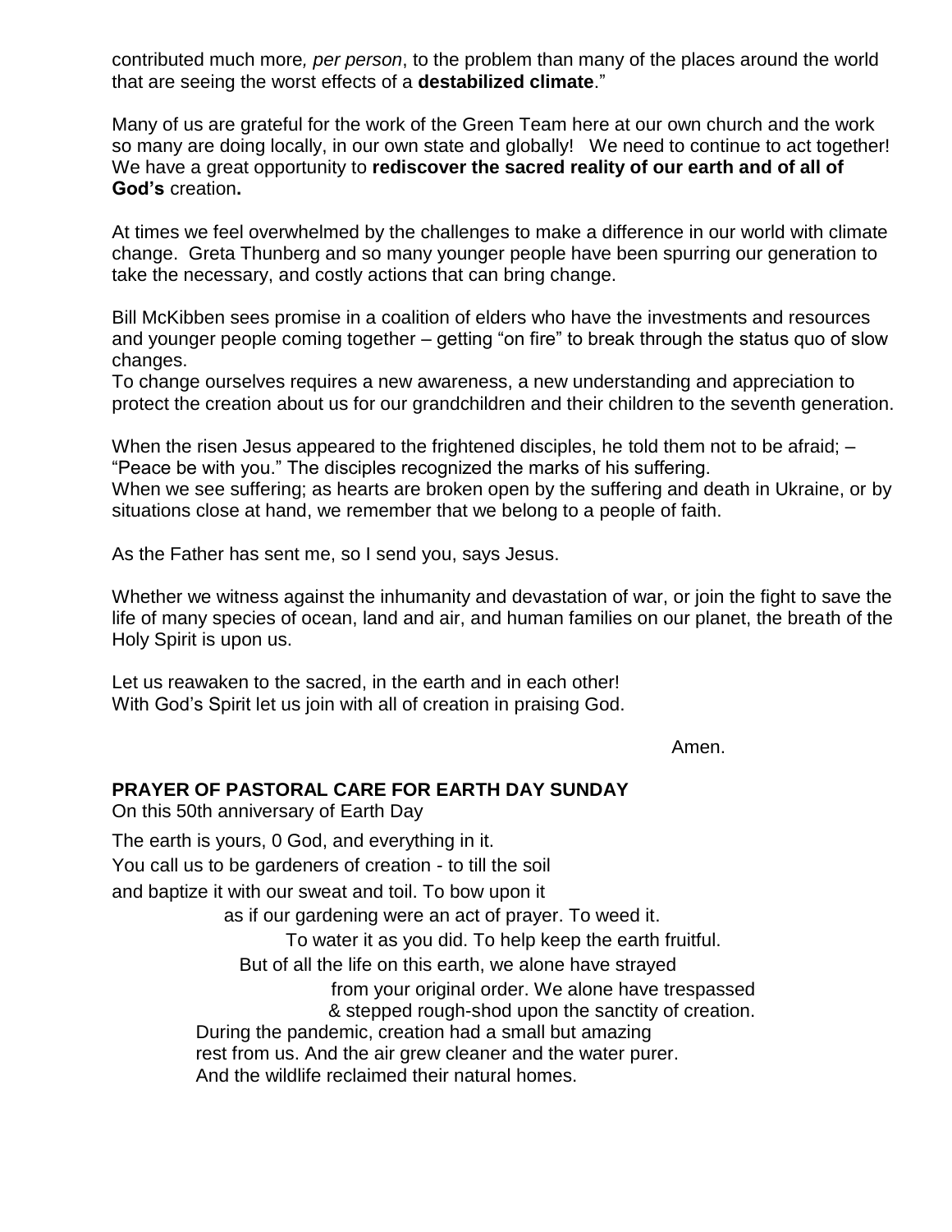contributed much more*, per person*, to the problem than many of the places around the world that are seeing the worst effects of a **destabilized climate**."

Many of us are grateful for the work of the Green Team here at our own church and the work so many are doing locally, in our own state and globally! We need to continue to act together! We have a great opportunity to **rediscover the sacred reality of our earth and of all of God's** creation**.**

At times we feel overwhelmed by the challenges to make a difference in our world with climate change. Greta Thunberg and so many younger people have been spurring our generation to take the necessary, and costly actions that can bring change.

Bill McKibben sees promise in a coalition of elders who have the investments and resources and younger people coming together – getting "on fire" to break through the status quo of slow changes.
To change ourselves requires a new awareness, a new understanding and appreciation to protect the creation about us for our grandchildren and their children to the seventh generation.

When the risen Jesus appeared to the frightened disciples, he told them not to be afraid; – "Peace be with you." The disciples recognized the marks of his suffering.
When we see suffering; as hearts are broken open by the suffering and death in Ukraine, or by situations close at hand, we remember that we belong to a people of faith.

As the Father has sent me, so I send you, says Jesus.

Whether we witness against the inhumanity and devastation of war, or join the fight to save the life of many species of ocean, land and air, and human families on our planet, the breath of the Holy Spirit is upon us.

Let us reawaken to the sacred, in the earth and in each other!
With God's Spirit let us join with all of creation in praising God.

Amen.

**PRAYER OF PASTORAL CARE FOR EARTH DAY SUNDAY**
On this 50th anniversary of Earth Day

The earth is yours, 0 God, and everything in it.
You call us to be gardeners of creation - to till the soil
and baptize it with our sweat and toil. To bow upon it
as if our gardening were an act of prayer. To weed it.
To water it as you did. To help keep the earth fruitful.
But of all the life on this earth, we alone have strayed
from your original order. We alone have trespassed
& stepped rough-shod upon the sanctity of creation.
During the pandemic, creation had a small but amazing
rest from us. And the air grew cleaner and the water purer.
And the wildlife reclaimed their natural homes.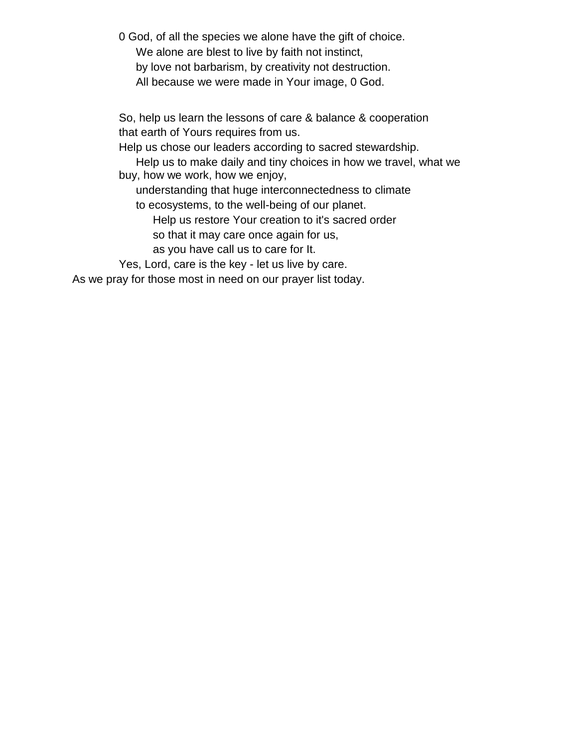0 God, of all the species we alone have the gift of choice.
We alone are blest to live by faith not instinct,
by love not barbarism, by creativity not destruction.
All because we were made in Your image, 0 God.

So, help us learn the lessons of care & balance & cooperation
that earth of Yours requires from us.
Help us chose our leaders according to sacred stewardship.
Help us to make daily and tiny choices in how we travel, what we buy, how we work, how we enjoy,
understanding that huge interconnectedness to climate
to ecosystems, to the well-being of our planet.
Help us restore Your creation to it's sacred order
so that it may care once again for us,
as you have call us to care for It.
Yes, Lord, care is the key - let us live by care.
As we pray for those most in need on our prayer list today.